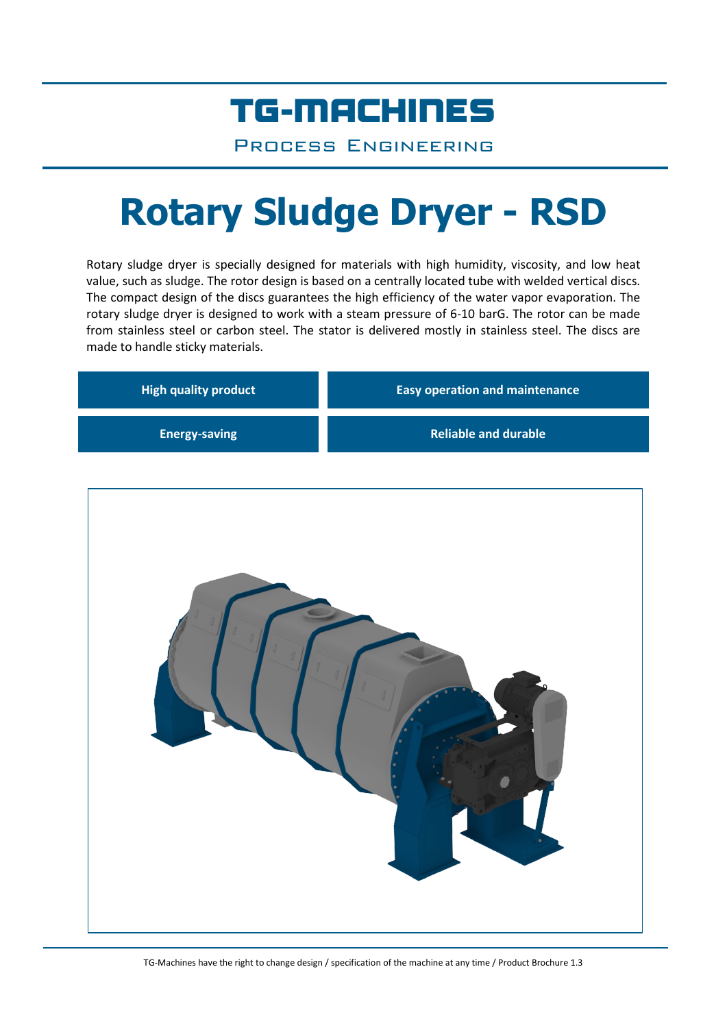# TG-MACHINES

PROCESS ENGINEERING

# Rotary Sludge Dryer - RSD

Rotary sludge dryer is specially designed for materials with high humidity, viscosity, and low heat value, such as sludge. The rotor design is based on a centrally located tube with welded vertical discs. The compact design of the discs guarantees the high efficiency of the water vapor evaporation. The rotary sludge dryer is designed to work with a steam pressure of 6-10 barG. The rotor can be made from stainless steel or carbon steel. The stator is delivered mostly in stainless steel. The discs are made to handle sticky materials.

- **High quality product**
- **Easy operation and maintenance**
- **Energy-saving**
- **Reliable and durable**

TG-Machines have the right to change design / specification of the machine at any time / Product Brochure 1.3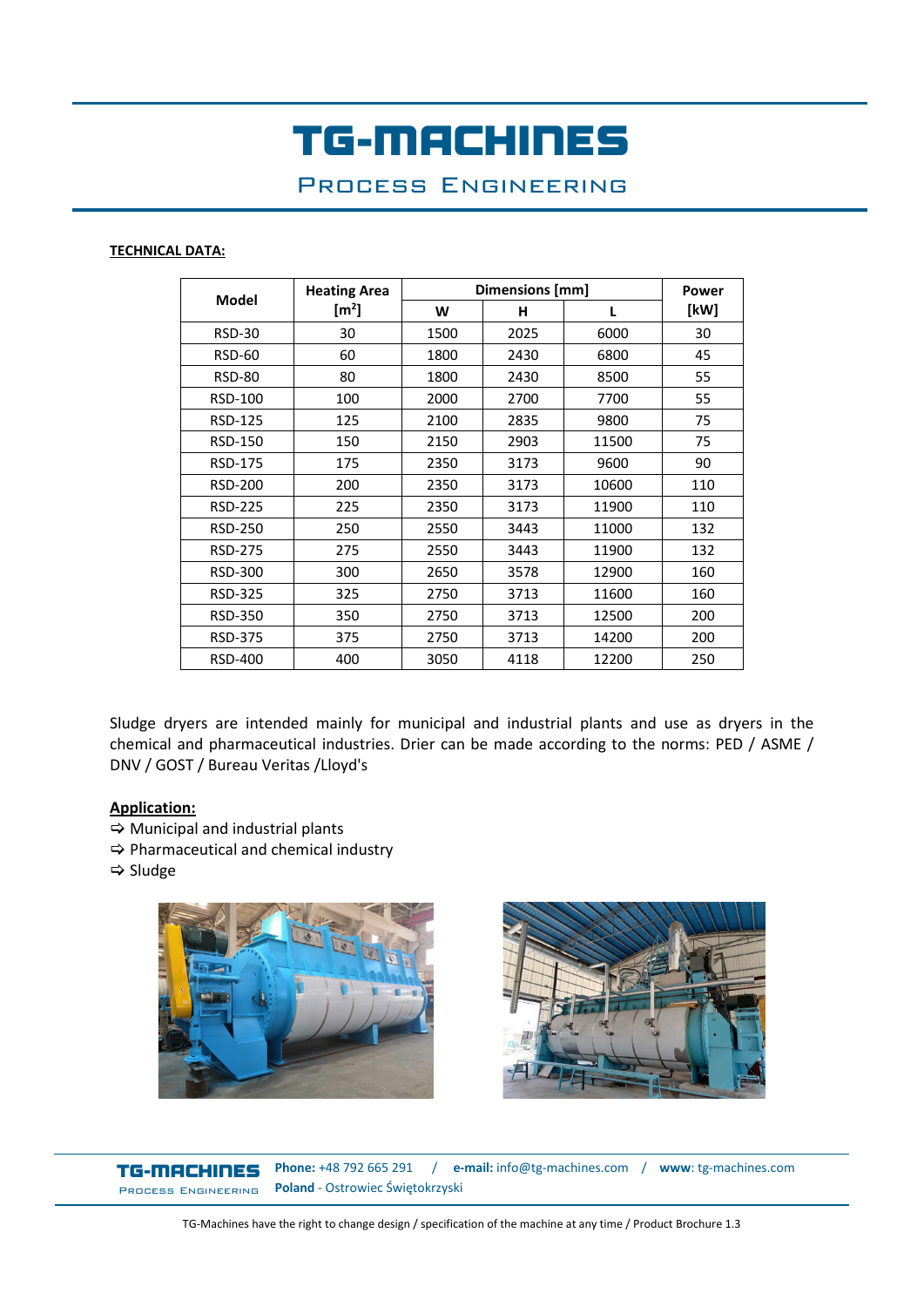# TG-MACHINES

## Process Engineering

**TECHNICAL DATA:**

| Model | Heating Area [m$^2$] | Dimensions [mm] | | | Power [kW] |
|---|---|---|---|---|---|
| | | W | H | L | |
| RSD-30 | 30 | 1500 | 2025 | 6000 | 30 |
| RSD-60 | 60 | 1800 | 2430 | 6800 | 45 |
| RSD-80 | 80 | 1800 | 2430 | 8500 | 55 |
| RSD-100 | 100 | 2000 | 2700 | 7700 | 55 |
| RSD-125 | 125 | 2100 | 2835 | 9800 | 75 |
| RSD-150 | 150 | 2150 | 2903 | 11500 | 75 |
| RSD-175 | 175 | 2350 | 3173 | 9600 | 90 |
| RSD-200 | 200 | 2350 | 3173 | 10600 | 110 |
| RSD-225 | 225 | 2350 | 3173 | 11900 | 110 |
| RSD-250 | 250 | 2550 | 3443 | 11000 | 132 |
| RSD-275 | 275 | 2550 | 3443 | 11900 | 132 |
| RSD-300 | 300 | 2650 | 3578 | 12900 | 160 |
| RSD-325 | 325 | 2750 | 3713 | 11600 | 160 |
| RSD-350 | 350 | 2750 | 3713 | 12500 | 200 |
| RSD-375 | 375 | 2750 | 3713 | 14200 | 200 |
| RSD-400 | 400 | 3050 | 4118 | 12200 | 250 |

Sludge dryers are intended mainly for municipal and industrial plants and use as dryers in the chemical and pharmaceutical industries. Drier can be made according to the norms: PED / ASME / DNV / GOST / Bureau Veritas /Lloyd's

**Application:**

⇨ Municipal and industrial plants
⇨ Pharmaceutical and chemical industry
⇨ Sludge

TG-MACHINES Process Engineering **Phone:** +48 792 665 291 / **e-mail:** info@tg-machines.com / **www**: tg-machines.com
**Poland** - Ostrowiec Świętokrzyski

TG-Machines have the right to change design / specification of the machine at any time / Product Brochure 1.3